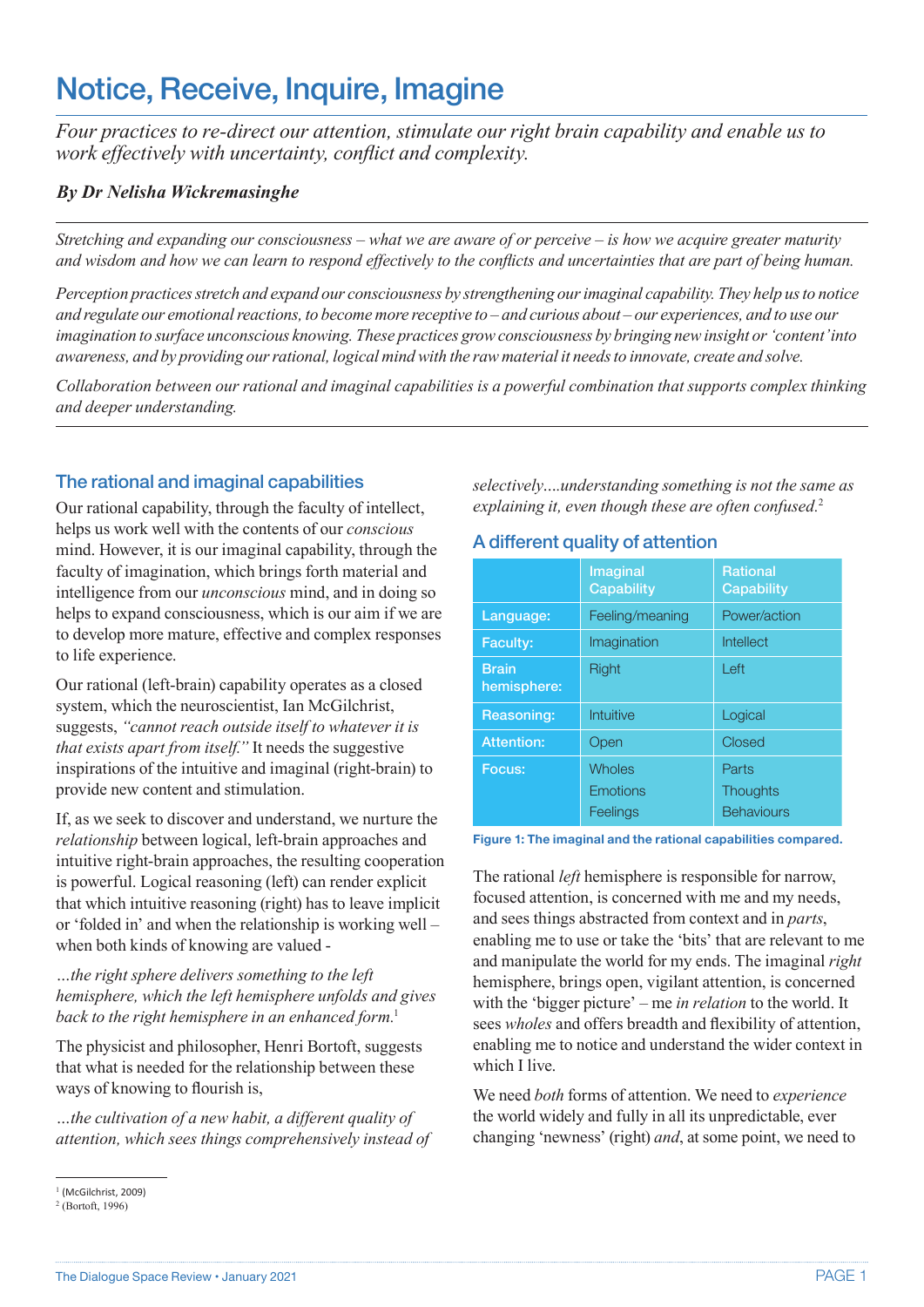# Notice, Receive, Inquire, Imagine

*Four practices to re-direct our attention, stimulate our right brain capability and enable us to work effectively with uncertainty, conflict and complexity.*

***By Dr Nelisha Wickremasinghe***

*Stretching and expanding our consciousness – what we are aware of or perceive – is how we acquire greater maturity and wisdom and how we can learn to respond effectively to the conflicts and uncertainties that are part of being human.*

*Perception practices stretch and expand our consciousness by strengthening our imaginal capability. They help us to notice and regulate our emotional reactions, to become more receptive to – and curious about – our experiences, and to use our imagination to surface unconscious knowing. These practices grow consciousness by bringing new insight or 'content' into awareness, and by providing our rational, logical mind with the raw material it needs to innovate, create and solve.*

*Collaboration between our rational and imaginal capabilities is a powerful combination that supports complex thinking and deeper understanding.*

## The rational and imaginal capabilities

Our rational capability, through the faculty of intellect, helps us work well with the contents of our *conscious* mind. However, it is our imaginal capability, through the faculty of imagination, which brings forth material and intelligence from our *unconscious* mind, and in doing so helps to expand consciousness, which is our aim if we are to develop more mature, effective and complex responses to life experience.

Our rational (left-brain) capability operates as a closed system, which the neuroscientist, Ian McGilchrist, suggests, *"cannot reach outside itself to whatever it is that exists apart from itself."* It needs the suggestive inspirations of the intuitive and imaginal (right-brain) to provide new content and stimulation.

If, as we seek to discover and understand, we nurture the *relationship* between logical, left-brain approaches and intuitive right-brain approaches, the resulting cooperation is powerful. Logical reasoning (left) can render explicit that which intuitive reasoning (right) has to leave implicit or 'folded in' and when the relationship is working well – when both kinds of knowing are valued -

*…the right sphere delivers something to the left hemisphere, which the left hemisphere unfolds and gives back to the right hemisphere in an enhanced form.*[1]

The physicist and philosopher, Henri Bortoft, suggests that what is needed for the relationship between these ways of knowing to flourish is,

*…the cultivation of a new habit, a different quality of attention, which sees things comprehensively instead of selectively….understanding something is not the same as explaining it, even though these are often confused.*[2]

## A different quality of attention

| | Imaginal Capability | Rational Capability |
|---|---|---|
| Language: | Feeling/meaning | Power/action |
| Faculty: | Imagination | Intellect |
| Brain hemisphere: | Right | Left |
| Reasoning: | Intuitive | Logical |
| Attention: | Open | Closed |
| Focus: | Wholes<br>Emotions<br>Feelings | Parts<br>Thoughts<br>Behaviours |

**Figure 1: The imaginal and the rational capabilities compared.**

The rational *left* hemisphere is responsible for narrow, focused attention, is concerned with me and my needs, and sees things abstracted from context and in *parts*, enabling me to use or take the 'bits' that are relevant to me and manipulate the world for my ends. The imaginal *right* hemisphere, brings open, vigilant attention, is concerned with the 'bigger picture' – me *in relation* to the world. It sees *wholes* and offers breadth and flexibility of attention, enabling me to notice and understand the wider context in which I live.

We need *both* forms of attention. We need to *experience* the world widely and fully in all its unpredictable, ever changing 'newness' (right) *and*, at some point, we need to

[1] (McGilchrist, 2009)
[2] (Bortoft, 1996)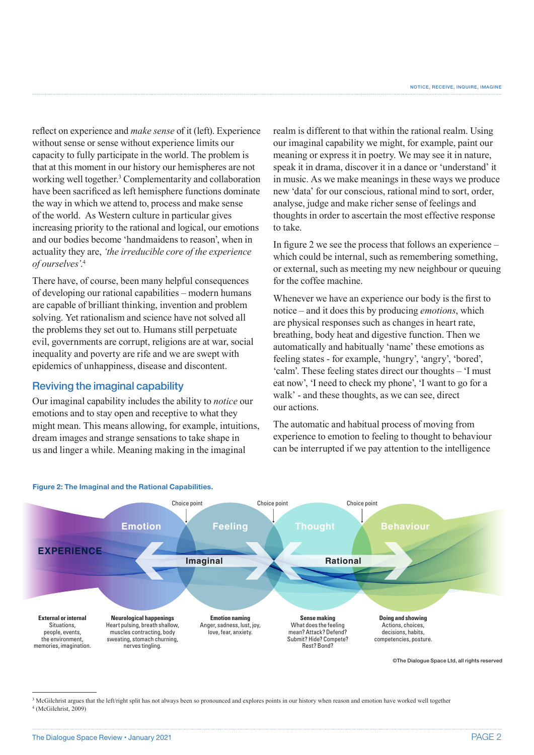reflect on experience and *make sense* of it (left). Experience without sense or sense without experience limits our capacity to fully participate in the world. The problem is that at this moment in our history our hemispheres are not working well together.[3] Complementarity and collaboration have been sacrificed as left hemisphere functions dominate the way in which we attend to, process and make sense of the world. As Western culture in particular gives increasing priority to the rational and logical, our emotions and our bodies become 'handmaidens to reason', when in actuality they are, *'the irreducible core of the experience of ourselves'*.[4]

There have, of course, been many helpful consequences of developing our rational capabilities – modern humans are capable of brilliant thinking, invention and problem solving. Yet rationalism and science have not solved all the problems they set out to. Humans still perpetuate evil, governments are corrupt, religions are at war, social inequality and poverty are rife and we are swept with epidemics of unhappiness, disease and discontent.

## Reviving the imaginal capability

Our imaginal capability includes the ability to *notice* our emotions and to stay open and receptive to what they might mean. This means allowing, for example, intuitions, dream images and strange sensations to take shape in us and linger a while. Meaning making in the imaginal realm is different to that within the rational realm. Using our imaginal capability we might, for example, paint our meaning or express it in poetry. We may see it in nature, speak it in drama, discover it in a dance or 'understand' it in music. As we make meanings in these ways we produce new 'data' for our conscious, rational mind to sort, order, analyse, judge and make richer sense of feelings and thoughts in order to ascertain the most effective response to take.

In figure 2 we see the process that follows an experience – which could be internal, such as remembering something, or external, such as meeting my new neighbour or queuing for the coffee machine.

Whenever we have an experience our body is the first to notice – and it does this by producing *emotions*, which are physical responses such as changes in heart rate, breathing, body heat and digestive function. Then we automatically and habitually 'name' these emotions as feeling states - for example, 'hungry', 'angry', 'bored', 'calm'. These feeling states direct our thoughts – 'I must eat now', 'I need to check my phone', 'I want to go for a walk' - and these thoughts, as we can see, direct our actions.

The automatic and habitual process of moving from experience to emotion to feeling to thought to behaviour can be interrupted if we pay attention to the intelligence

**Figure 2: The Imaginal and the Rational Capabilities.**

| EXPERIENCE | Emotion | Feeling | Thought | Behaviour |
|---|---|---|---|---|
| | Imaginal | | Rational | |
| | Choice point (Emotion/Feeling) | Choice point (Feeling/Thought) | Choice point (Thought/Behaviour) | |
| **External or internal** Situations, people, events, the environment, memories, imagination. | **Neurological happenings** Heart pulsing, breath shallow, muscles contracting, body sweating, stomach churning, nerves tingling. | **Emotion naming** Anger, sadness, lust, joy, love, fear, anxiety. | **Sense making** What does the feeling mean? Attack? Defend? Submit? Hide? Compete? Rest? Bond? | **Doing and showing** Actions, choices, decisions, habits, competencies, posture. |

©The Dialogue Space Ltd, all rights reserved

---

[3] McGilchrist argues that the left/right split has not always been so pronounced and explores points in our history when reason and emotion have worked well together

[4] (McGilchrist, 2009)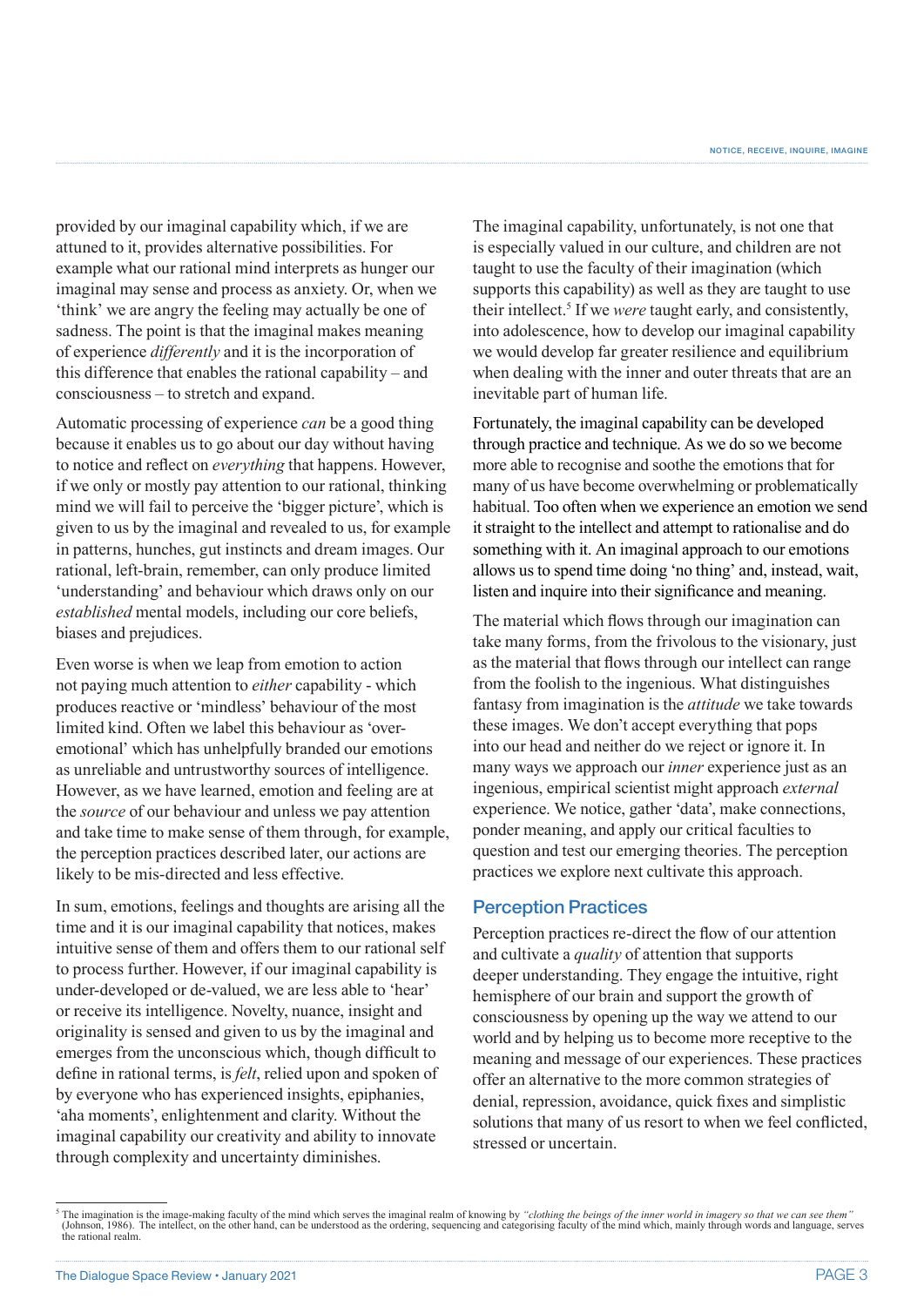provided by our imaginal capability which, if we are attuned to it, provides alternative possibilities. For example what our rational mind interprets as hunger our imaginal may sense and process as anxiety. Or, when we 'think' we are angry the feeling may actually be one of sadness. The point is that the imaginal makes meaning of experience *differently* and it is the incorporation of this difference that enables the rational capability – and consciousness – to stretch and expand.

Automatic processing of experience *can* be a good thing because it enables us to go about our day without having to notice and reflect on *everything* that happens. However, if we only or mostly pay attention to our rational, thinking mind we will fail to perceive the 'bigger picture', which is given to us by the imaginal and revealed to us, for example in patterns, hunches, gut instincts and dream images. Our rational, left-brain, remember, can only produce limited 'understanding' and behaviour which draws only on our *established* mental models, including our core beliefs, biases and prejudices.

Even worse is when we leap from emotion to action not paying much attention to *either* capability - which produces reactive or 'mindless' behaviour of the most limited kind. Often we label this behaviour as 'over-emotional' which has unhelpfully branded our emotions as unreliable and untrustworthy sources of intelligence. However, as we have learned, emotion and feeling are at the *source* of our behaviour and unless we pay attention and take time to make sense of them through, for example, the perception practices described later, our actions are likely to be mis-directed and less effective.

In sum, emotions, feelings and thoughts are arising all the time and it is our imaginal capability that notices, makes intuitive sense of them and offers them to our rational self to process further. However, if our imaginal capability is under-developed or de-valued, we are less able to 'hear' or receive its intelligence. Novelty, nuance, insight and originality is sensed and given to us by the imaginal and emerges from the unconscious which, though difficult to define in rational terms, is *felt*, relied upon and spoken of by everyone who has experienced insights, epiphanies, 'aha moments', enlightenment and clarity. Without the imaginal capability our creativity and ability to innovate through complexity and uncertainty diminishes.

The imaginal capability, unfortunately, is not one that is especially valued in our culture, and children are not taught to use the faculty of their imagination (which supports this capability) as well as they are taught to use their intellect.[5] If we *were* taught early, and consistently, into adolescence, how to develop our imaginal capability we would develop far greater resilience and equilibrium when dealing with the inner and outer threats that are an inevitable part of human life.

Fortunately, the imaginal capability can be developed through practice and technique. As we do so we become more able to recognise and soothe the emotions that for many of us have become overwhelming or problematically habitual. Too often when we experience an emotion we send it straight to the intellect and attempt to rationalise and do something with it. An imaginal approach to our emotions allows us to spend time doing 'no thing' and, instead, wait, listen and inquire into their significance and meaning.

The material which flows through our imagination can take many forms, from the frivolous to the visionary, just as the material that flows through our intellect can range from the foolish to the ingenious. What distinguishes fantasy from imagination is the *attitude* we take towards these images. We don't accept everything that pops into our head and neither do we reject or ignore it. In many ways we approach our *inner* experience just as an ingenious, empirical scientist might approach *external* experience. We notice, gather 'data', make connections, ponder meaning, and apply our critical faculties to question and test our emerging theories. The perception practices we explore next cultivate this approach.

## Perception Practices

Perception practices re-direct the flow of our attention and cultivate a *quality* of attention that supports deeper understanding. They engage the intuitive, right hemisphere of our brain and support the growth of consciousness by opening up the way we attend to our world and by helping us to become more receptive to the meaning and message of our experiences. These practices offer an alternative to the more common strategies of denial, repression, avoidance, quick fixes and simplistic solutions that many of us resort to when we feel conflicted, stressed or uncertain.

---

[5] The imagination is the image-making faculty of the mind which serves the imaginal realm of knowing by *"clothing the beings of the inner world in imagery so that we can see them"* (Johnson, 1986). The intellect, on the other hand, can be understood as the ordering, sequencing and categorising faculty of the mind which, mainly through words and language, serves the rational realm.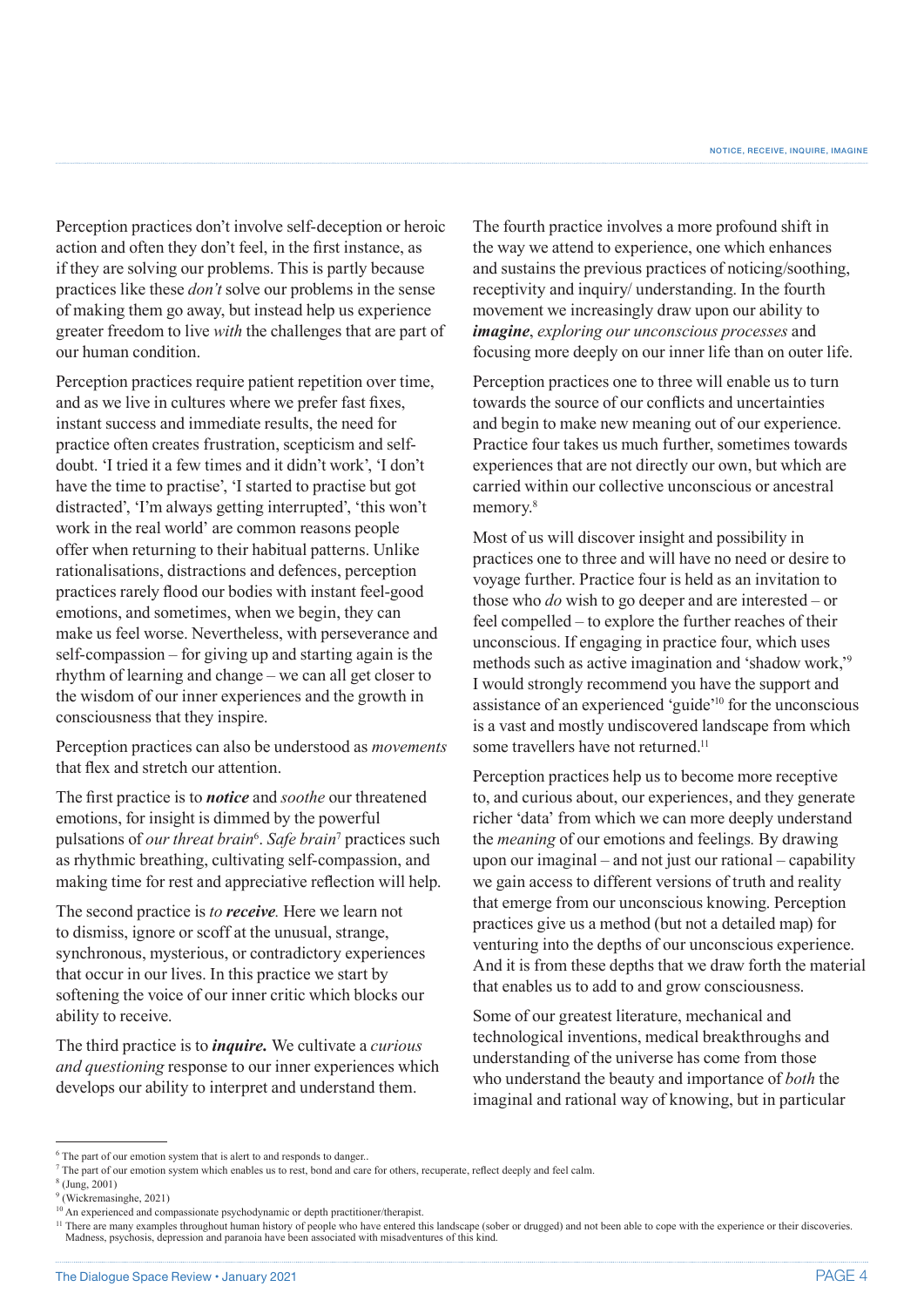Perception practices don't involve self-deception or heroic action and often they don't feel, in the first instance, as if they are solving our problems. This is partly because practices like these *don't* solve our problems in the sense of making them go away, but instead help us experience greater freedom to live *with* the challenges that are part of our human condition.

Perception practices require patient repetition over time, and as we live in cultures where we prefer fast fixes, instant success and immediate results, the need for practice often creates frustration, scepticism and self-doubt. 'I tried it a few times and it didn't work', 'I don't have the time to practise', 'I started to practise but got distracted', 'I'm always getting interrupted', 'this won't work in the real world' are common reasons people offer when returning to their habitual patterns. Unlike rationalisations, distractions and defences, perception practices rarely flood our bodies with instant feel-good emotions, and sometimes, when we begin, they can make us feel worse. Nevertheless, with perseverance and self-compassion – for giving up and starting again is the rhythm of learning and change – we can all get closer to the wisdom of our inner experiences and the growth in consciousness that they inspire.

Perception practices can also be understood as *movements* that flex and stretch our attention.

The first practice is to ***notice*** and *soothe* our threatened emotions, for insight is dimmed by the powerful pulsations of *our threat brain*[6]. *Safe brain*[7] practices such as rhythmic breathing, cultivating self-compassion, and making time for rest and appreciative reflection will help.

The second practice is *to **receive**.* Here we learn not to dismiss, ignore or scoff at the unusual, strange, synchronous, mysterious, or contradictory experiences that occur in our lives. In this practice we start by softening the voice of our inner critic which blocks our ability to receive.

The third practice is to ***inquire.*** We cultivate a *curious and questioning* response to our inner experiences which develops our ability to interpret and understand them.

The fourth practice involves a more profound shift in the way we attend to experience, one which enhances and sustains the previous practices of noticing/soothing, receptivity and inquiry/ understanding. In the fourth movement we increasingly draw upon our ability to ***imagine***, *exploring our unconscious processes* and focusing more deeply on our inner life than on outer life.

Perception practices one to three will enable us to turn towards the source of our conflicts and uncertainties and begin to make new meaning out of our experience. Practice four takes us much further, sometimes towards experiences that are not directly our own, but which are carried within our collective unconscious or ancestral memory.[8]

Most of us will discover insight and possibility in practices one to three and will have no need or desire to voyage further. Practice four is held as an invitation to those who *do* wish to go deeper and are interested – or feel compelled – to explore the further reaches of their unconscious. If engaging in practice four, which uses methods such as active imagination and 'shadow work,'[9] I would strongly recommend you have the support and assistance of an experienced 'guide'[10] for the unconscious is a vast and mostly undiscovered landscape from which some travellers have not returned.[11]

Perception practices help us to become more receptive to, and curious about, our experiences, and they generate richer 'data' from which we can more deeply understand the *meaning* of our emotions and feelings. By drawing upon our imaginal – and not just our rational – capability we gain access to different versions of truth and reality that emerge from our unconscious knowing. Perception practices give us a method (but not a detailed map) for venturing into the depths of our unconscious experience. And it is from these depths that we draw forth the material that enables us to add to and grow consciousness.

Some of our greatest literature, mechanical and technological inventions, medical breakthroughs and understanding of the universe has come from those who understand the beauty and importance of *both* the imaginal and rational way of knowing, but in particular

---

[6] The part of our emotion system that is alert to and responds to danger..

[7] The part of our emotion system which enables us to rest, bond and care for others, recuperate, reflect deeply and feel calm.

[8] (Jung, 2001)

[9] (Wickremasinghe, 2021)

[10] An experienced and compassionate psychodynamic or depth practitioner/therapist.

[11] There are many examples throughout human history of people who have entered this landscape (sober or drugged) and not been able to cope with the experience or their discoveries. Madness, psychosis, depression and paranoia have been associated with misadventures of this kind.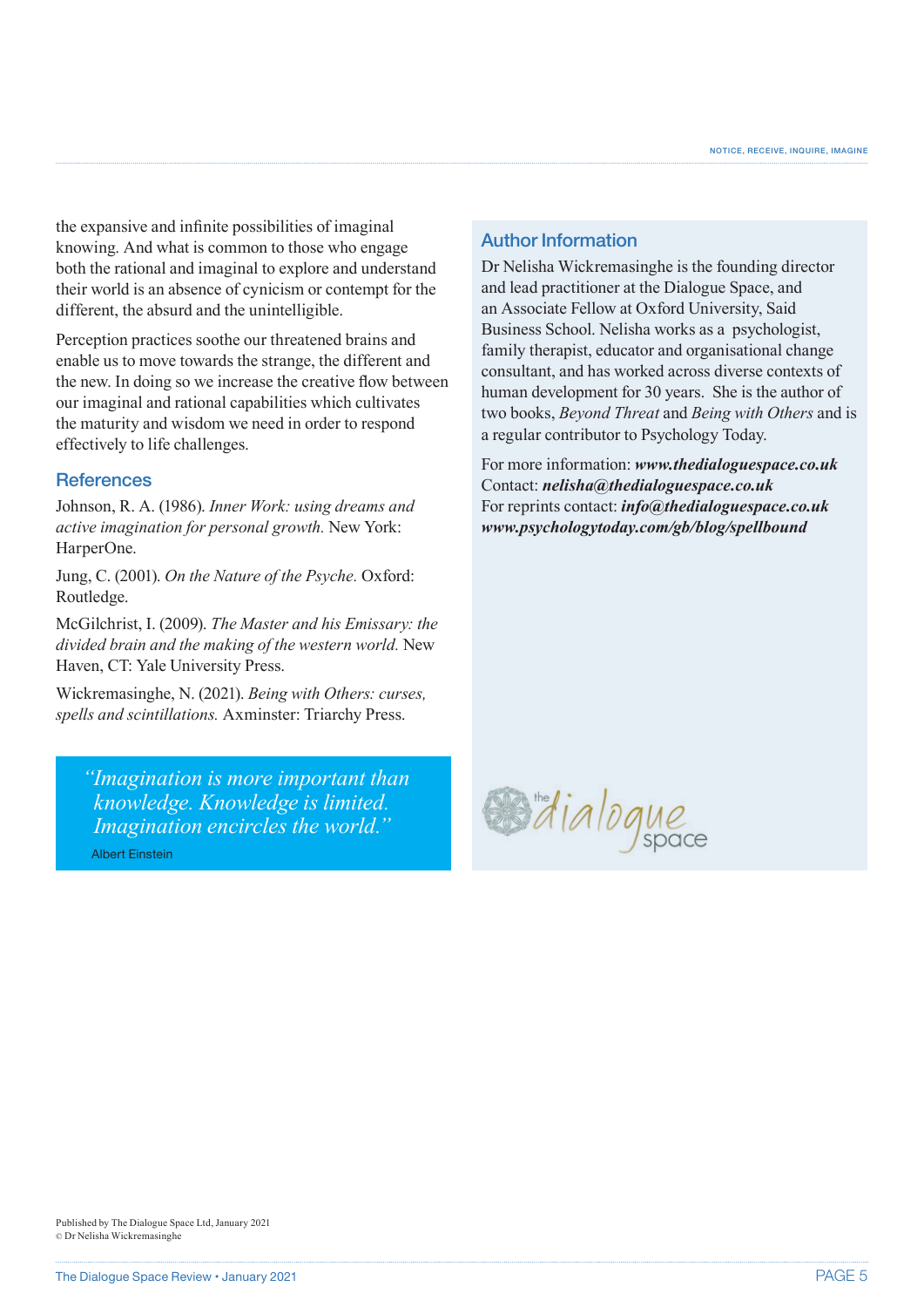the expansive and infinite possibilities of imaginal knowing. And what is common to those who engage both the rational and imaginal to explore and understand their world is an absence of cynicism or contempt for the different, the absurd and the unintelligible.

Perception practices soothe our threatened brains and enable us to move towards the strange, the different and the new. In doing so we increase the creative flow between our imaginal and rational capabilities which cultivates the maturity and wisdom we need in order to respond effectively to life challenges.

## References

Johnson, R. A. (1986). *Inner Work: using dreams and active imagination for personal growth.* New York: HarperOne.

Jung, C. (2001). *On the Nature of the Psyche.* Oxford: Routledge.

McGilchrist, I. (2009). *The Master and his Emissary: the divided brain and the making of the western world.* New Haven, CT: Yale University Press.

Wickremasinghe, N. (2021). *Being with Others: curses, spells and scintillations.* Axminster: Triarchy Press.

> *"Imagination is more important than knowledge. Knowledge is limited. Imagination encircles the world."*
>
> Albert Einstein

## Author Information

Dr Nelisha Wickremasinghe is the founding director and lead practitioner at the Dialogue Space, and an Associate Fellow at Oxford University, Said Business School. Nelisha works as a psychologist, family therapist, educator and organisational change consultant, and has worked across diverse contexts of human development for 30 years. She is the author of two books, *Beyond Threat* and *Being with Others* and is a regular contributor to Psychology Today.

For more information: ***www.thedialoguespace.co.uk***
Contact: ***nelisha@thedialoguespace.co.uk***
For reprints contact: ***info@thedialoguespace.co.uk***
***www.psychologytoday.com/gb/blog/spellbound***

the dialogue space

Published by The Dialogue Space Ltd, January 2021
© Dr Nelisha Wickremasinghe